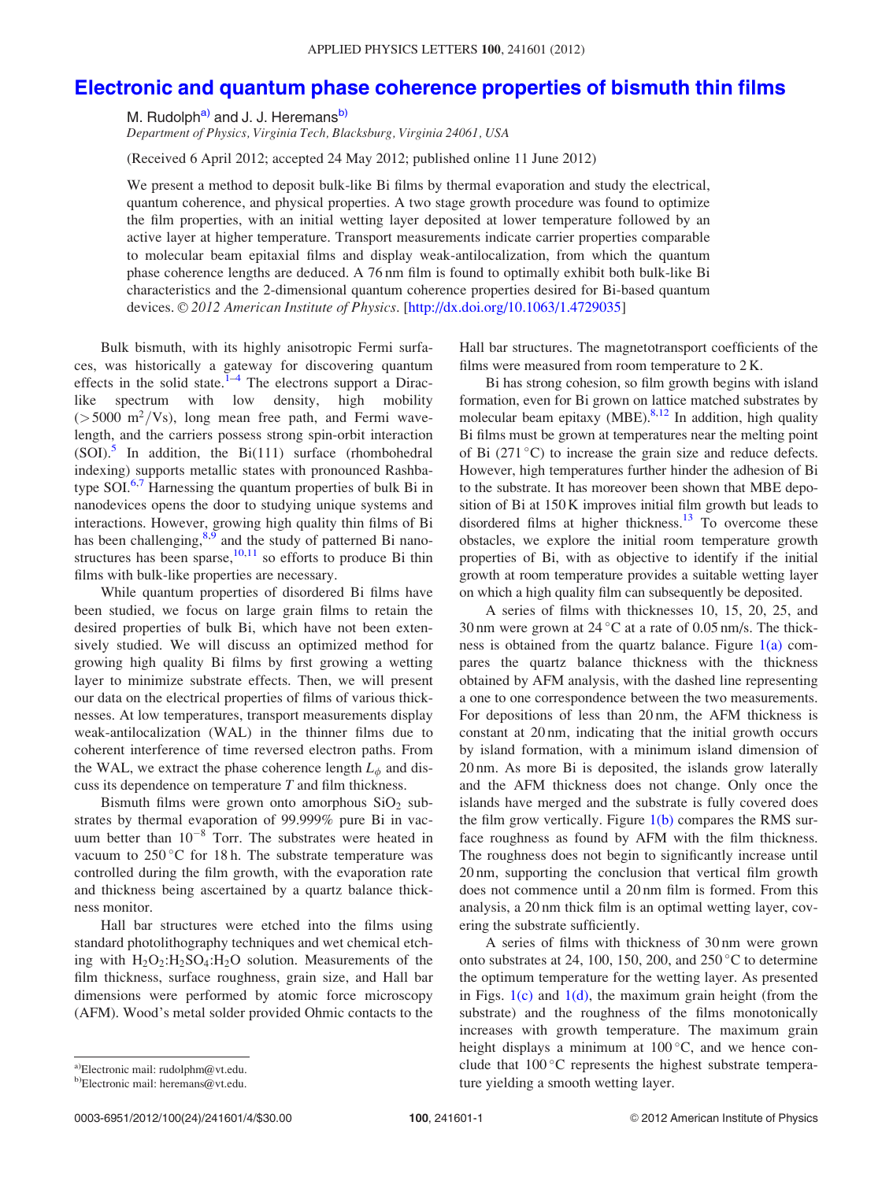# Electronic and quantum phase coherence properties of bismuth thin films

M. Rudolph[a] and J. J. Heremans[b]

*Department of Physics, Virginia Tech, Blacksburg, Virginia 24061, USA*

(Received 6 April 2012; accepted 24 May 2012; published online 11 June 2012)

We present a method to deposit bulk-like Bi films by thermal evaporation and study the electrical, quantum coherence, and physical properties. A two stage growth procedure was found to optimize the film properties, with an initial wetting layer deposited at lower temperature followed by an active layer at higher temperature. Transport measurements indicate carrier properties comparable to molecular beam epitaxial films and display weak-antilocalization, from which the quantum phase coherence lengths are deduced. A 76 nm film is found to optimally exhibit both bulk-like Bi characteristics and the 2-dimensional quantum coherence properties desired for Bi-based quantum devices. © *2012 American Institute of Physics*. [http://dx.doi.org/10.1063/1.4729035]

Bulk bismuth, with its highly anisotropic Fermi surfaces, was historically a gateway for discovering quantum effects in the solid state.[1–4] The electrons support a Dirac-like spectrum with low density, high mobility ($>5000\ m^2/Vs$), long mean free path, and Fermi wavelength, and the carriers possess strong spin-orbit interaction (SOI).[5] In addition, the Bi(111) surface (rhombohedral indexing) supports metallic states with pronounced Rashba-type SOI.[6,7] Harnessing the quantum properties of bulk Bi in nanodevices opens the door to studying unique systems and interactions. However, growing high quality thin films of Bi has been challenging,[8,9] and the study of patterned Bi nanostructures has been sparse,[10,11] so efforts to produce Bi thin films with bulk-like properties are necessary.

While quantum properties of disordered Bi films have been studied, we focus on large grain films to retain the desired properties of bulk Bi, which have not been extensively studied. We will discuss an optimized method for growing high quality Bi films by first growing a wetting layer to minimize substrate effects. Then, we will present our data on the electrical properties of films of various thicknesses. At low temperatures, transport measurements display weak-antilocalization (WAL) in the thinner films due to coherent interference of time reversed electron paths. From the WAL, we extract the phase coherence length $L_\phi$ and discuss its dependence on temperature $T$ and film thickness.

Bismuth films were grown onto amorphous $SiO_2$ substrates by thermal evaporation of 99.999% pure Bi in vacuum better than $10^{-8}$ Torr. The substrates were heated in vacuum to 250 °C for 18 h. The substrate temperature was controlled during the film growth, with the evaporation rate and thickness being ascertained by a quartz balance thickness monitor.

Hall bar structures were etched into the films using standard photolithography techniques and wet chemical etching with $H_2O_2$:$H_2SO_4$:$H_2O$ solution. Measurements of the film thickness, surface roughness, grain size, and Hall bar dimensions were performed by atomic force microscopy (AFM). Wood's metal solder provided Ohmic contacts to the Hall bar structures. The magnetotransport coefficients of the films were measured from room temperature to 2 K.

Bi has strong cohesion, so film growth begins with island formation, even for Bi grown on lattice matched substrates by molecular beam epitaxy (MBE).[8,12] In addition, high quality Bi films must be grown at temperatures near the melting point of Bi (271 °C) to increase the grain size and reduce defects. However, high temperatures further hinder the adhesion of Bi to the substrate. It has moreover been shown that MBE deposition of Bi at 150 K improves initial film growth but leads to disordered films at higher thickness.[13] To overcome these obstacles, we explore the initial room temperature growth properties of Bi, with as objective to identify if the initial growth at room temperature provides a suitable wetting layer on which a high quality film can subsequently be deposited.

A series of films with thicknesses 10, 15, 20, 25, and 30 nm were grown at 24 °C at a rate of 0.05 nm/s. The thickness is obtained from the quartz balance. Figure 1(a) compares the quartz balance thickness with the thickness obtained by AFM analysis, with the dashed line representing a one to one correspondence between the two measurements. For depositions of less than 20 nm, the AFM thickness is constant at 20 nm, indicating that the initial growth occurs by island formation, with a minimum island dimension of 20 nm. As more Bi is deposited, the islands grow laterally and the AFM thickness does not change. Only once the islands have merged and the substrate is fully covered does the film grow vertically. Figure 1(b) compares the RMS surface roughness as found by AFM with the film thickness. The roughness does not begin to significantly increase until 20 nm, supporting the conclusion that vertical film growth does not commence until a 20 nm film is formed. From this analysis, a 20 nm thick film is an optimal wetting layer, covering the substrate sufficiently.

A series of films with thickness of 30 nm were grown onto substrates at 24, 100, 150, 200, and 250 °C to determine the optimum temperature for the wetting layer. As presented in Figs. 1(c) and 1(d), the maximum grain height (from the substrate) and the roughness of the films monotonically increases with growth temperature. The maximum grain height displays a minimum at 100 °C, and we hence conclude that 100 °C represents the highest substrate temperature yielding a smooth wetting layer.

[a]Electronic mail: rudolphm@vt.edu.
[b]Electronic mail: heremans@vt.edu.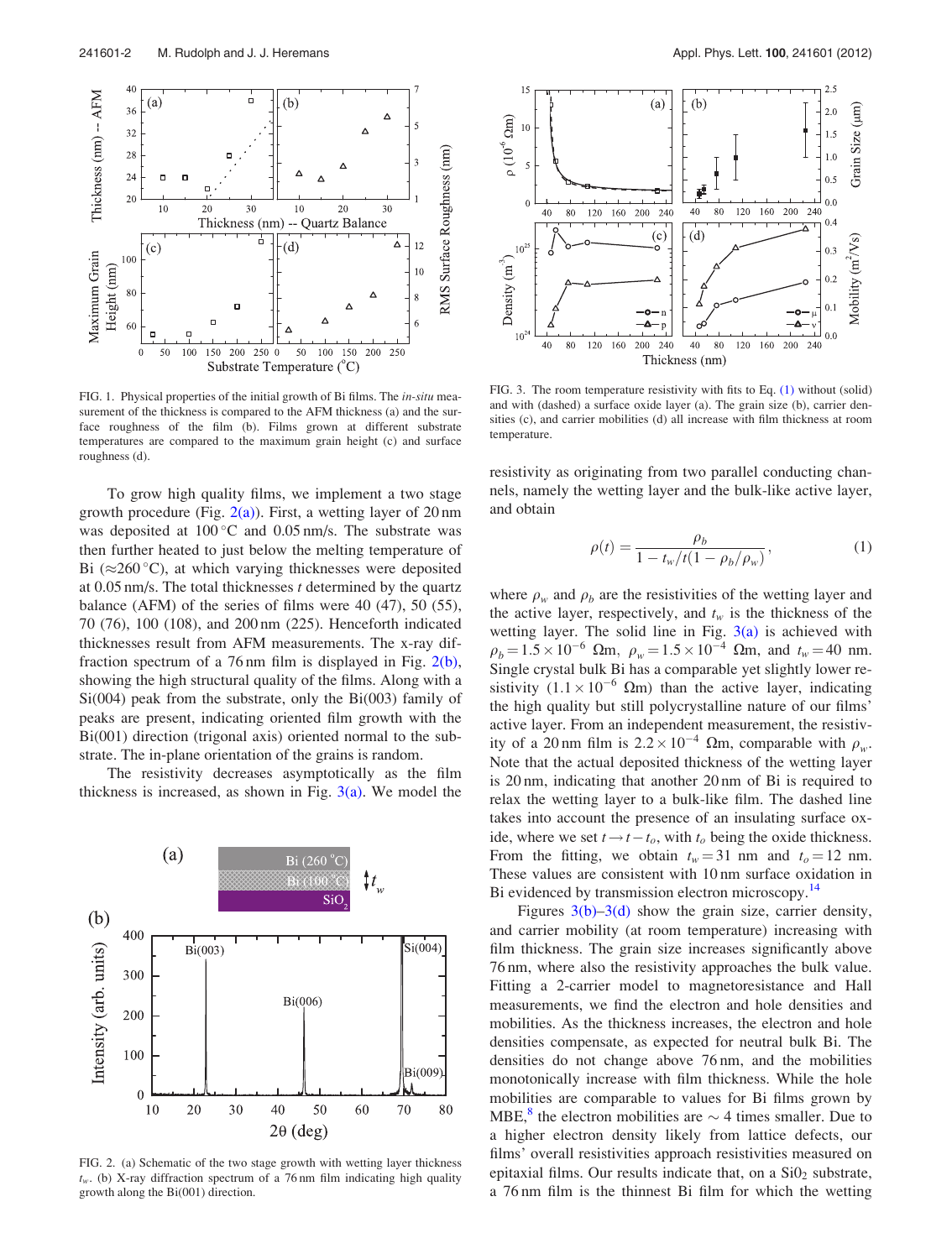Thickness (nm) -- AFM

(a)

(b)

RMS Surface Roughness (nm)

Thickness (nm) -- Quartz Balance

Maximum Grain Height (nm)

(c)

(d)

Substrate Temperature (°C)

FIG. 1. Physical properties of the initial growth of Bi films. The *in-situ* measurement of the thickness is compared to the AFM thickness (a) and the surface roughness of the film (b). Films grown at different substrate temperatures are compared to the maximum grain height (c) and surface roughness (d).

To grow high quality films, we implement a two stage growth procedure (Fig. 2(a)). First, a wetting layer of 20 nm was deposited at 100 °C and 0.05 nm/s. The substrate was then further heated to just below the melting temperature of Bi (≈260 °C), at which varying thicknesses were deposited at 0.05 nm/s. The total thicknesses $t$ determined by the quartz balance (AFM) of the series of films were 40 (47), 50 (55), 70 (76), 100 (108), and 200 nm (225). Henceforth indicated thicknesses result from AFM measurements. The x-ray diffraction spectrum of a 76 nm film is displayed in Fig. 2(b), showing the high structural quality of the films. Along with a Si(004) peak from the substrate, only the Bi(003) family of peaks are present, indicating oriented film growth with the Bi(001) direction (trigonal axis) oriented normal to the substrate. The in-plane orientation of the grains is random.

The resistivity decreases asymptotically as the film thickness is increased, as shown in Fig. 3(a). We model the

(a)

Bi (260 °C)

Bi (100 °C)

$SiO_2$

$t_w$

(b)

Intensity (arb. units)

Bi(003)

Bi(006)

Si(004)

Bi(009)

2θ (deg)

FIG. 2. (a) Schematic of the two stage growth with wetting layer thickness $t_w$. (b) X-ray diffraction spectrum of a 76 nm film indicating high quality growth along the Bi(001) direction.

ρ ($10^{-6}$ Ωm)

(a)

(b)

Grain Size (μm)

Density ($m^{-3}$)

(c)

(d)

Mobility ($m^2$/Vs)

n

p

μ

ν

Thickness (nm)

FIG. 3. The room temperature resistivity with fits to Eq. (1) without (solid) and with (dashed) a surface oxide layer (a). The grain size (b), carrier densities (c), and carrier mobilities (d) all increase with film thickness at room temperature.

resistivity as originating from two parallel conducting channels, namely the wetting layer and the bulk-like active layer, and obtain

$$\rho(t) = \frac{\rho_b}{1 - t_w/t(1 - \rho_b/\rho_w)}, \tag{1}$$

where $\rho_w$ and $\rho_b$ are the resistivities of the wetting layer and the active layer, respectively, and $t_w$ is the thickness of the wetting layer. The solid line in Fig. 3(a) is achieved with $\rho_b = 1.5 \times 10^{-6}$ Ωm, $\rho_w = 1.5 \times 10^{-4}$ Ωm, and $t_w = 40$ nm. Single crystal bulk Bi has a comparable yet slightly lower resistivity ($1.1 \times 10^{-6}$ Ωm) than the active layer, indicating the high quality but still polycrystalline nature of our films' active layer. From an independent measurement, the resistivity of a 20 nm film is $2.2 \times 10^{-4}$ Ωm, comparable with $\rho_w$. Note that the actual deposited thickness of the wetting layer is 20 nm, indicating that another 20 nm of Bi is required to relax the wetting layer to a bulk-like film. The dashed line takes into account the presence of an insulating surface oxide, where we set $t \rightarrow t - t_o$, with $t_o$ being the oxide thickness. From the fitting, we obtain $t_w = 31$ nm and $t_o = 12$ nm. These values are consistent with 10 nm surface oxidation in Bi evidenced by transmission electron microscopy.[14]

Figures 3(b)–3(d) show the grain size, carrier density, and carrier mobility (at room temperature) increasing with film thickness. The grain size increases significantly above 76 nm, where also the resistivity approaches the bulk value. Fitting a 2-carrier model to magnetoresistance and Hall measurements, we find the electron and hole densities and mobilities. As the thickness increases, the electron and hole densities compensate, as expected for neutral bulk Bi. The densities do not change above 76 nm, and the mobilities monotonically increase with film thickness. While the hole mobilities are comparable to values for Bi films grown by MBE,[8] the electron mobilities are ∼ 4 times smaller. Due to a higher electron density likely from lattice defects, our films' overall resistivities approach resistivities measured on epitaxial films. Our results indicate that, on a $SiO_2$ substrate, a 76 nm film is the thinnest Bi film for which the wetting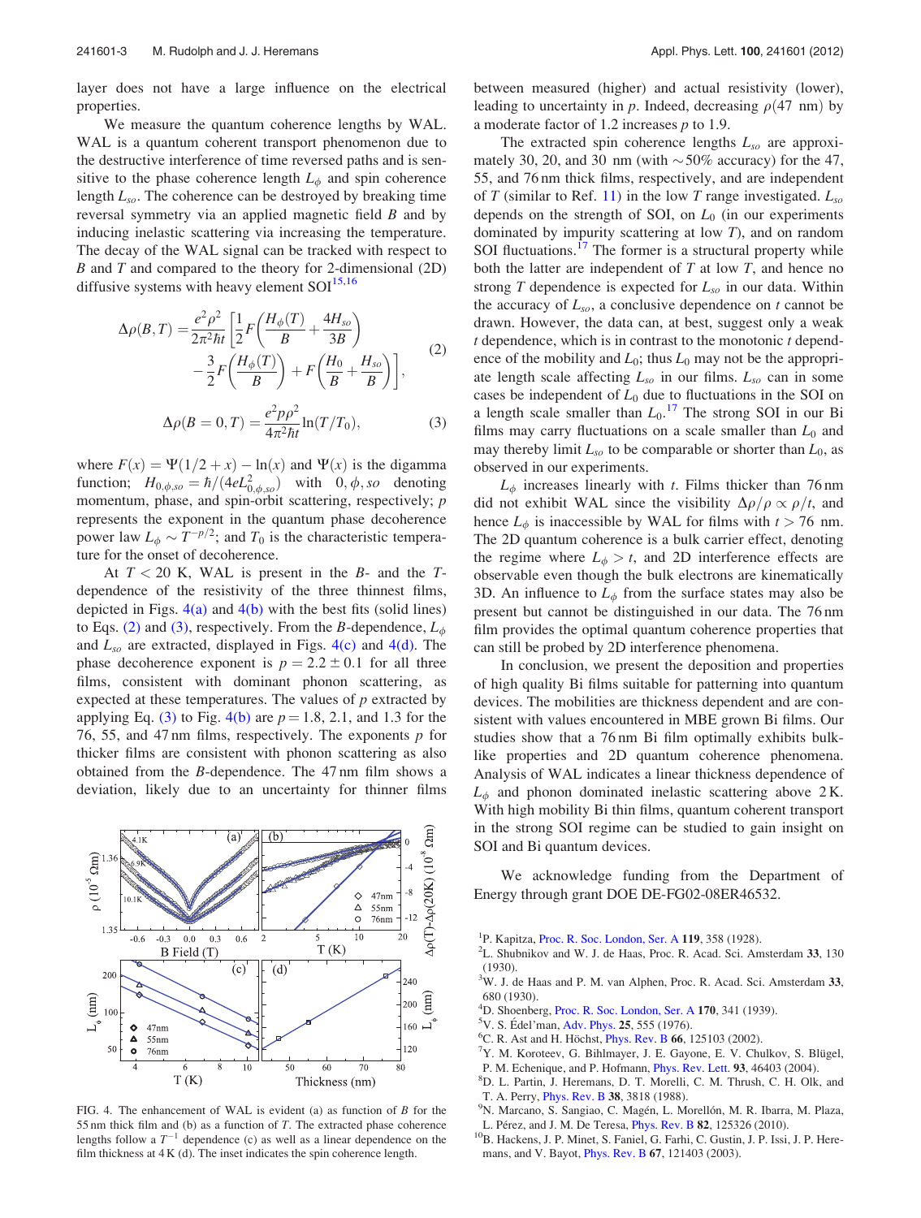layer does not have a large influence on the electrical properties.

We measure the quantum coherence lengths by WAL. WAL is a quantum coherent transport phenomenon due to the destructive interference of time reversed paths and is sensitive to the phase coherence length $L_\phi$ and spin coherence length $L_{so}$. The coherence can be destroyed by breaking time reversal symmetry via an applied magnetic field $B$ and by inducing inelastic scattering via increasing the temperature. The decay of the WAL signal can be tracked with respect to $B$ and $T$ and compared to the theory for 2-dimensional (2D) diffusive systems with heavy element SOI[15,16]

$$\Delta\rho(B,T) = \frac{e^2\rho^2}{2\pi^2\hbar t}\left[\frac{1}{2}F\left(\frac{H_\phi(T)}{B} + \frac{4H_{so}}{3B}\right) - \frac{3}{2}F\left(\frac{H_\phi(T)}{B}\right) + F\left(\frac{H_0}{B} + \frac{H_{so}}{B}\right)\right], \quad (2)$$

$$\Delta\rho(B=0,T) = \frac{e^2 p\rho^2}{4\pi^2\hbar t}\ln(T/T_0), \quad (3)$$

where $F(x) = \Psi(1/2 + x) - \ln(x)$ and $\Psi(x)$ is the digamma function; $H_{0,\phi,so} = \hbar/(4eL^2_{0,\phi,so})$ with $0, \phi, so$ denoting momentum, phase, and spin-orbit scattering, respectively; $p$ represents the exponent in the quantum phase decoherence power law $L_\phi \sim T^{-p/2}$; and $T_0$ is the characteristic temperature for the onset of decoherence.

At $T < 20$ K, WAL is present in the $B$- and the $T$-dependence of the resistivity of the three thinnest films, depicted in Figs. 4(a) and 4(b) with the best fits (solid lines) to Eqs. (2) and (3), respectively. From the $B$-dependence, $L_\phi$ and $L_{so}$ are extracted, displayed in Figs. 4(c) and 4(d). The phase decoherence exponent is $p = 2.2 \pm 0.1$ for all three films, consistent with dominant phonon scattering, as expected at these temperatures. The values of $p$ extracted by applying Eq. (3) to Fig. 4(b) are $p = 1.8$, 2.1, and 1.3 for the 76, 55, and 47 nm films, respectively. The exponents $p$ for thicker films are consistent with phonon scattering as also obtained from the $B$-dependence. The 47 nm film shows a deviation, likely due to an uncertainty for thinner films between measured (higher) and actual resistivity (lower), leading to uncertainty in $p$. Indeed, decreasing $\rho$(47 nm) by a moderate factor of 1.2 increases $p$ to 1.9.

FIG. 4. The enhancement of WAL is evident (a) as function of $B$ for the 55 nm thick film and (b) as a function of $T$. The extracted phase coherence lengths follow a $T^{-1}$ dependence (c) as well as a linear dependence on the film thickness at 4 K (d). The inset indicates the spin coherence length.

The extracted spin coherence lengths $L_{so}$ are approximately 30, 20, and 30 nm (with $\sim$50% accuracy) for the 47, 55, and 76 nm thick films, respectively, and are independent of $T$ (similar to Ref. 11) in the low $T$ range investigated. $L_{so}$ depends on the strength of SOI, on $L_0$ (in our experiments dominated by impurity scattering at low $T$), and on random SOI fluctuations.[17] The former is a structural property while both the latter are independent of $T$ at low $T$, and hence no strong $T$ dependence is expected for $L_{so}$ in our data. Within the accuracy of $L_{so}$, a conclusive dependence on $t$ cannot be drawn. However, the data can, at best, suggest only a weak $t$ dependence, which is in contrast to the monotonic $t$ dependence of the mobility and $L_0$; thus $L_0$ may not be the appropriate length scale affecting $L_{so}$ in our films. $L_{so}$ can in some cases be independent of $L_0$ due to fluctuations in the SOI on a length scale smaller than $L_0$.[17] The strong SOI in our Bi films may carry fluctuations on a scale smaller than $L_0$ and may thereby limit $L_{so}$ to be comparable or shorter than $L_0$, as observed in our experiments.

$L_\phi$ increases linearly with $t$. Films thicker than 76 nm did not exhibit WAL since the visibility $\Delta\rho/\rho \propto \rho/t$, and hence $L_\phi$ is inaccessible by WAL for films with $t > 76$ nm. The 2D quantum coherence is a bulk carrier effect, denoting the regime where $L_\phi > t$, and 2D interference effects are observable even though the bulk electrons are kinematically 3D. An influence to $L_\phi$ from the surface states may also be present but cannot be distinguished in our data. The 76 nm film provides the optimal quantum coherence properties that can still be probed by 2D interference phenomena.

In conclusion, we present the deposition and properties of high quality Bi films suitable for patterning into quantum devices. The mobilities are thickness dependent and are consistent with values encountered in MBE grown Bi films. Our studies show that a 76 nm Bi film optimally exhibits bulk-like properties and 2D quantum coherence phenomena. Analysis of WAL indicates a linear thickness dependence of $L_\phi$ and phonon dominated inelastic scattering above 2 K. With high mobility Bi thin films, quantum coherent transport in the strong SOI regime can be studied to gain insight on SOI and Bi quantum devices.

We acknowledge funding from the Department of Energy through grant DOE DE-FG02-08ER46532.

[1] P. Kapitza, Proc. R. Soc. London, Ser. A 119, 358 (1928).
[2] L. Shubnikov and W. J. de Haas, Proc. R. Acad. Sci. Amsterdam 33, 130 (1930).
[3] W. J. de Haas and P. M. van Alphen, Proc. R. Acad. Sci. Amsterdam 33, 680 (1930).
[4] D. Shoenberg, Proc. R. Soc. London, Ser. A 170, 341 (1939).
[5] V. S. Édel'man, Adv. Phys. 25, 555 (1976).
[6] C. R. Ast and H. Höchst, Phys. Rev. B 66, 125103 (2002).
[7] Y. M. Koroteev, G. Bihlmayer, J. E. Gayone, E. V. Chulkov, S. Blügel, P. M. Echenique, and P. Hofmann, Phys. Rev. Lett. 93, 46403 (2004).
[8] D. L. Partin, J. Heremans, D. T. Morelli, C. M. Thrush, C. H. Olk, and T. A. Perry, Phys. Rev. B 38, 3818 (1988).
[9] N. Marcano, S. Sangiao, C. Magén, L. Morellón, M. R. Ibarra, M. Plaza, L. Pérez, and J. M. De Teresa, Phys. Rev. B 82, 125326 (2010).
[10] B. Hackens, J. P. Minet, S. Faniel, G. Farhi, C. Gustin, J. P. Issi, J. P. Heremans, and V. Bayot, Phys. Rev. B 67, 121403 (2003).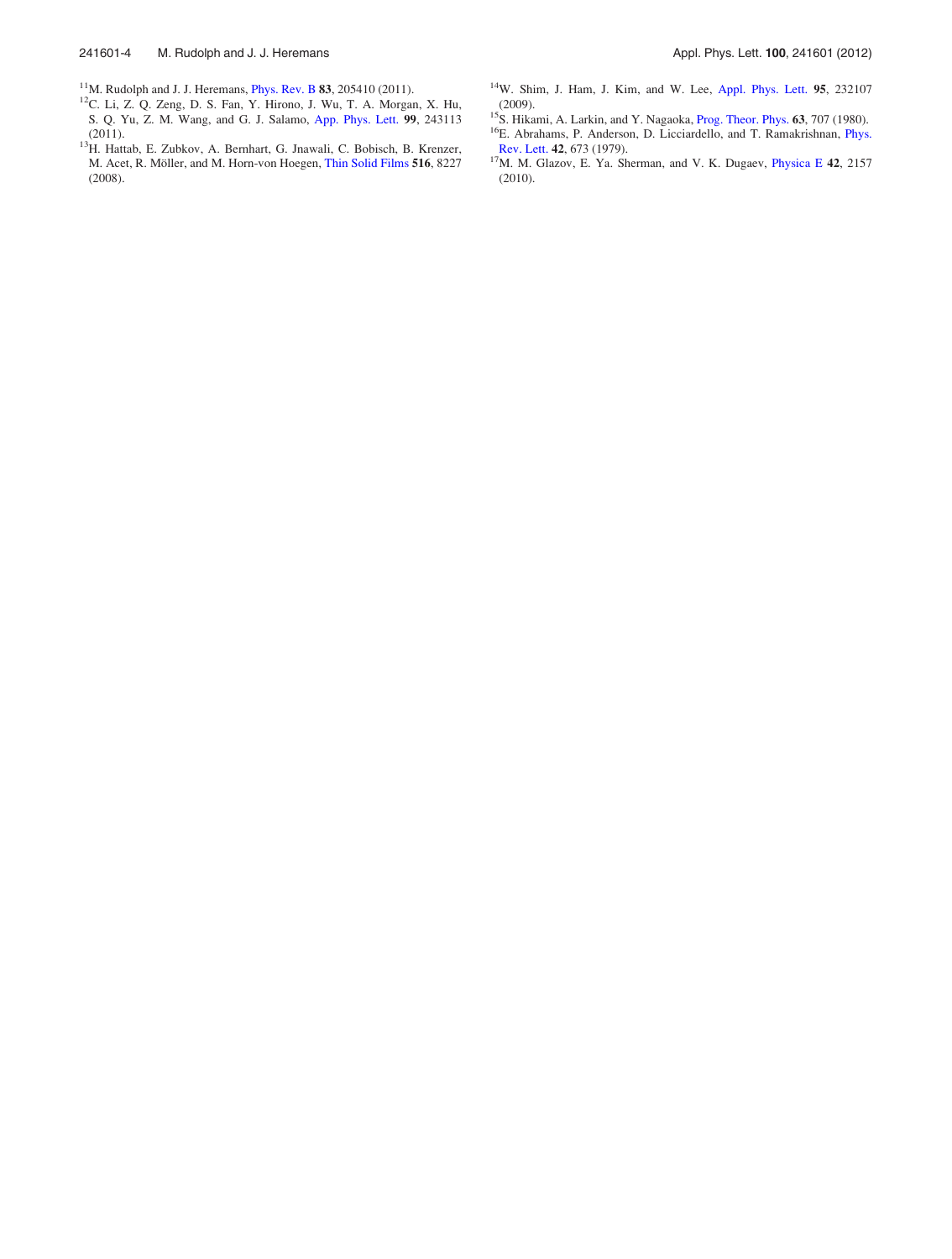[11]M. Rudolph and J. J. Heremans, Phys. Rev. B **83**, 205410 (2011).

[12]C. Li, Z. Q. Zeng, D. S. Fan, Y. Hirono, J. Wu, T. A. Morgan, X. Hu, S. Q. Yu, Z. M. Wang, and G. J. Salamo, App. Phys. Lett. **99**, 243113 (2011).

[13]H. Hattab, E. Zubkov, A. Bernhart, G. Jnawali, C. Bobisch, B. Krenzer, M. Acet, R. Möller, and M. Horn-von Hoegen, Thin Solid Films **516**, 8227 (2008).

[14]W. Shim, J. Ham, J. Kim, and W. Lee, Appl. Phys. Lett. **95**, 232107 (2009).

[15]S. Hikami, A. Larkin, and Y. Nagaoka, Prog. Theor. Phys. **63**, 707 (1980).

[16]E. Abrahams, P. Anderson, D. Licciardello, and T. Ramakrishnan, Phys. Rev. Lett. **42**, 673 (1979).

[17]M. M. Glazov, E. Ya. Sherman, and V. K. Dugaev, Physica E **42**, 2157 (2010).